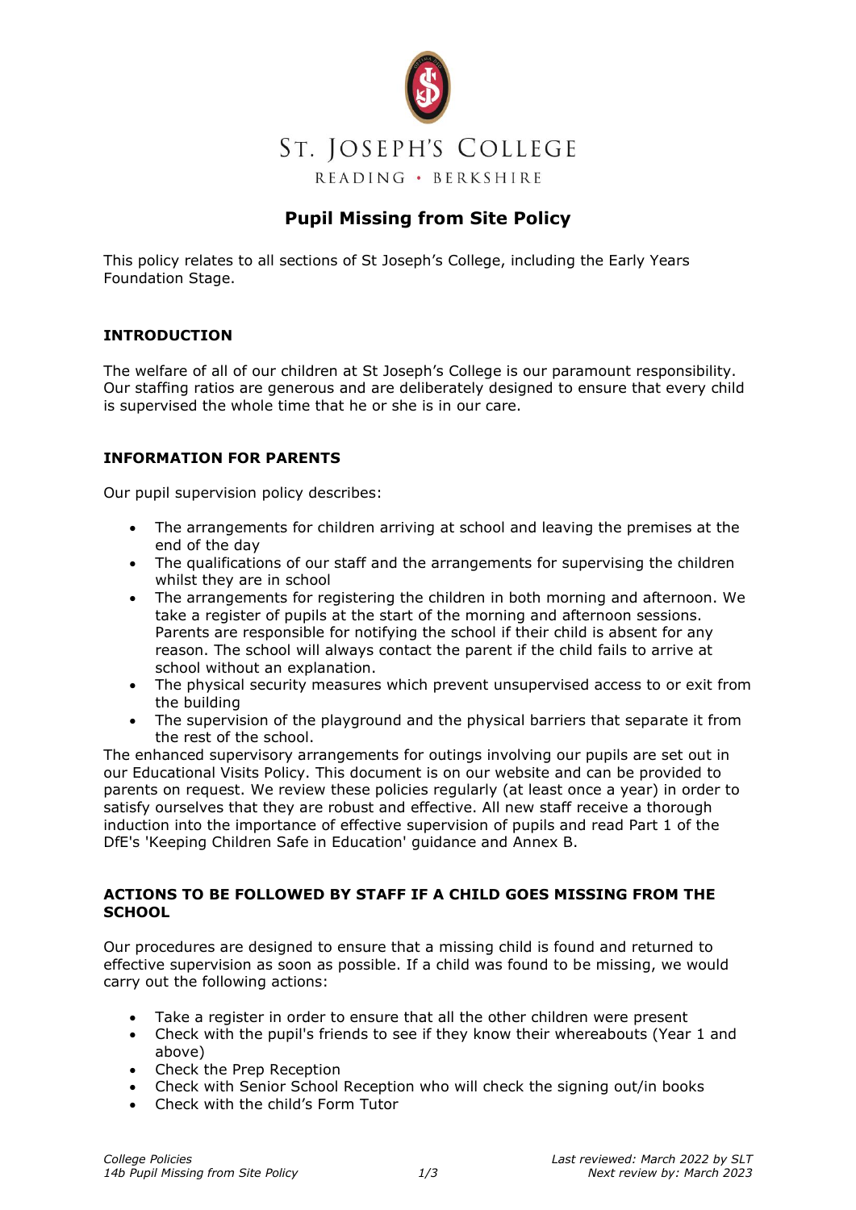# ST. JOSEPH'S COLLEGE

READING • BERKSHIRE

## Pupil Missing from Site Policy

This policy relates to all sections of St Joseph's College, including the Early Years Foundation Stage.

### INTRODUCTION

The welfare of all of our children at St Joseph's College is our paramount responsibility. Our staffing ratios are generous and are deliberately designed to ensure that every child is supervised the whole time that he or she is in our care.

### INFORMATION FOR PARENTS

Our pupil supervision policy describes:

- The arrangements for children arriving at school and leaving the premises at the end of the day
- The qualifications of our staff and the arrangements for supervising the children whilst they are in school
- The arrangements for registering the children in both morning and afternoon. We take a register of pupils at the start of the morning and afternoon sessions. Parents are responsible for notifying the school if their child is absent for any reason. The school will always contact the parent if the child fails to arrive at school without an explanation.
- The physical security measures which prevent unsupervised access to or exit from the building
- The supervision of the playground and the physical barriers that separate it from the rest of the school.

The enhanced supervisory arrangements for outings involving our pupils are set out in our Educational Visits Policy. This document is on our website and can be provided to parents on request. We review these policies regularly (at least once a year) in order to satisfy ourselves that they are robust and effective. All new staff receive a thorough induction into the importance of effective supervision of pupils and read Part 1 of the DfE's 'Keeping Children Safe in Education' guidance and Annex B.

### ACTIONS TO BE FOLLOWED BY STAFF IF A CHILD GOES MISSING FROM THE SCHOOL

Our procedures are designed to ensure that a missing child is found and returned to effective supervision as soon as possible. If a child was found to be missing, we would carry out the following actions:

- Take a register in order to ensure that all the other children were present
- Check with the pupil's friends to see if they know their whereabouts (Year 1 and above)
- Check the Prep Reception
- Check with Senior School Reception who will check the signing out/in books
- Check with the child's Form Tutor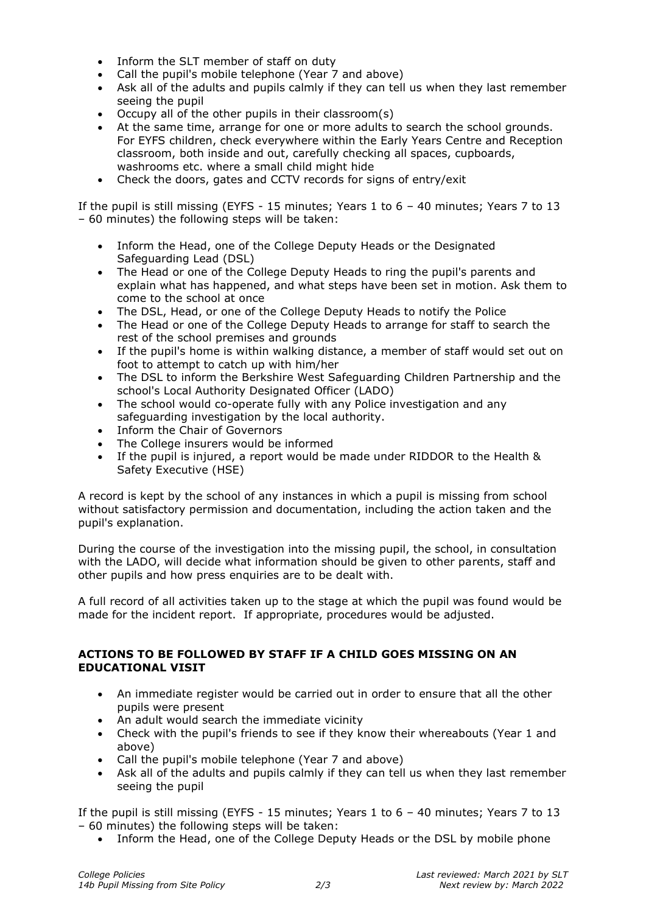- Inform the SLT member of staff on duty
- Call the pupil's mobile telephone (Year 7 and above)
- Ask all of the adults and pupils calmly if they can tell us when they last remember seeing the pupil
- Occupy all of the other pupils in their classroom(s)
- At the same time, arrange for one or more adults to search the school grounds. For EYFS children, check everywhere within the Early Years Centre and Reception classroom, both inside and out, carefully checking all spaces, cupboards, washrooms etc. where a small child might hide
- Check the doors, gates and CCTV records for signs of entry/exit

If the pupil is still missing (EYFS - 15 minutes; Years 1 to 6 – 40 minutes; Years 7 to 13 – 60 minutes) the following steps will be taken:

- Inform the Head, one of the College Deputy Heads or the Designated Safeguarding Lead (DSL)
- The Head or one of the College Deputy Heads to ring the pupil's parents and explain what has happened, and what steps have been set in motion. Ask them to come to the school at once
- The DSL, Head, or one of the College Deputy Heads to notify the Police
- The Head or one of the College Deputy Heads to arrange for staff to search the rest of the school premises and grounds
- If the pupil's home is within walking distance, a member of staff would set out on foot to attempt to catch up with him/her
- The DSL to inform the Berkshire West Safeguarding Children Partnership and the school's Local Authority Designated Officer (LADO)
- The school would co-operate fully with any Police investigation and any safeguarding investigation by the local authority.
- Inform the Chair of Governors
- The College insurers would be informed
- If the pupil is injured, a report would be made under RIDDOR to the Health & Safety Executive (HSE)

A record is kept by the school of any instances in which a pupil is missing from school without satisfactory permission and documentation, including the action taken and the pupil's explanation.

During the course of the investigation into the missing pupil, the school, in consultation with the LADO, will decide what information should be given to other parents, staff and other pupils and how press enquiries are to be dealt with.

A full record of all activities taken up to the stage at which the pupil was found would be made for the incident report. If appropriate, procedures would be adjusted.

**ACTIONS TO BE FOLLOWED BY STAFF IF A CHILD GOES MISSING ON AN EDUCATIONAL VISIT**

- An immediate register would be carried out in order to ensure that all the other pupils were present
- An adult would search the immediate vicinity
- Check with the pupil's friends to see if they know their whereabouts (Year 1 and above)
- Call the pupil's mobile telephone (Year 7 and above)
- Ask all of the adults and pupils calmly if they can tell us when they last remember seeing the pupil

If the pupil is still missing (EYFS - 15 minutes; Years 1 to 6 – 40 minutes; Years 7 to 13 – 60 minutes) the following steps will be taken:

- Inform the Head, one of the College Deputy Heads or the DSL by mobile phone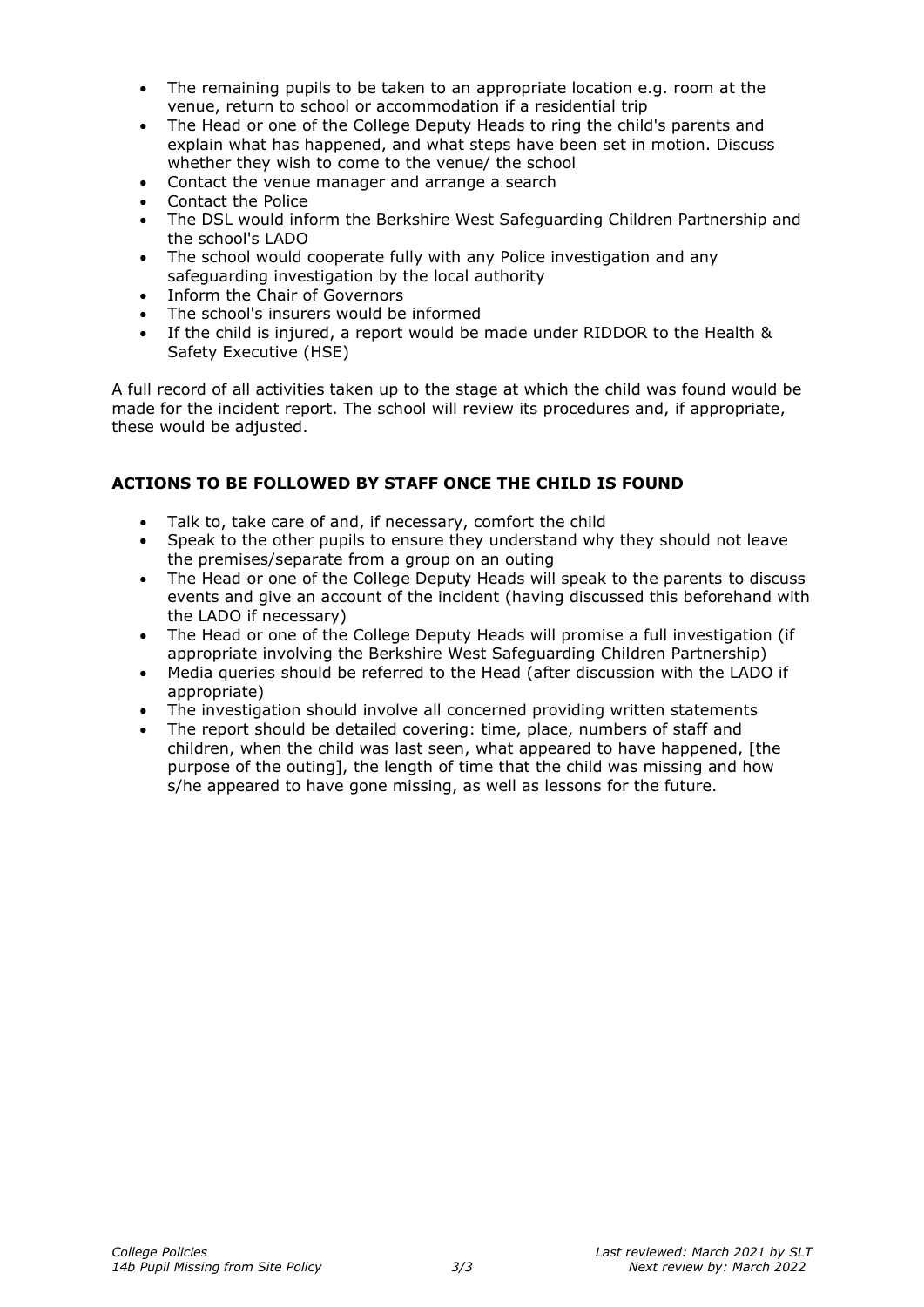- The remaining pupils to be taken to an appropriate location e.g. room at the venue, return to school or accommodation if a residential trip
- The Head or one of the College Deputy Heads to ring the child's parents and explain what has happened, and what steps have been set in motion. Discuss whether they wish to come to the venue/ the school
- Contact the venue manager and arrange a search
- Contact the Police
- The DSL would inform the Berkshire West Safeguarding Children Partnership and the school's LADO
- The school would cooperate fully with any Police investigation and any safeguarding investigation by the local authority
- Inform the Chair of Governors
- The school's insurers would be informed
- If the child is injured, a report would be made under RIDDOR to the Health & Safety Executive (HSE)

A full record of all activities taken up to the stage at which the child was found would be made for the incident report. The school will review its procedures and, if appropriate, these would be adjusted.

**ACTIONS TO BE FOLLOWED BY STAFF ONCE THE CHILD IS FOUND**

- Talk to, take care of and, if necessary, comfort the child
- Speak to the other pupils to ensure they understand why they should not leave the premises/separate from a group on an outing
- The Head or one of the College Deputy Heads will speak to the parents to discuss events and give an account of the incident (having discussed this beforehand with the LADO if necessary)
- The Head or one of the College Deputy Heads will promise a full investigation (if appropriate involving the Berkshire West Safeguarding Children Partnership)
- Media queries should be referred to the Head (after discussion with the LADO if appropriate)
- The investigation should involve all concerned providing written statements
- The report should be detailed covering: time, place, numbers of staff and children, when the child was last seen, what appeared to have happened, [the purpose of the outing], the length of time that the child was missing and how s/he appeared to have gone missing, as well as lessons for the future.